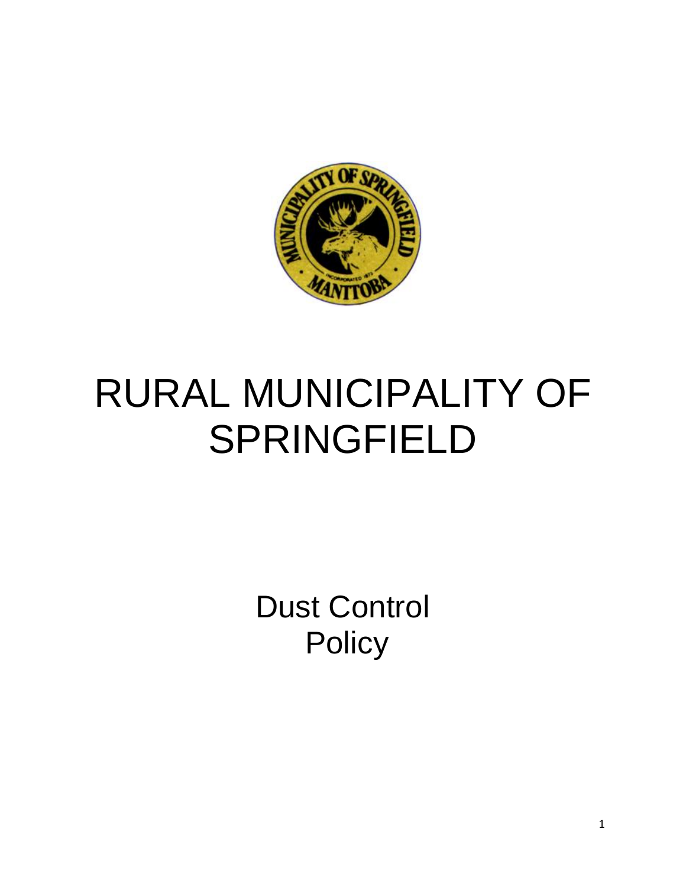# RURAL MUNICIPALITY OF SPRINGFIELD

## Dust Control Policy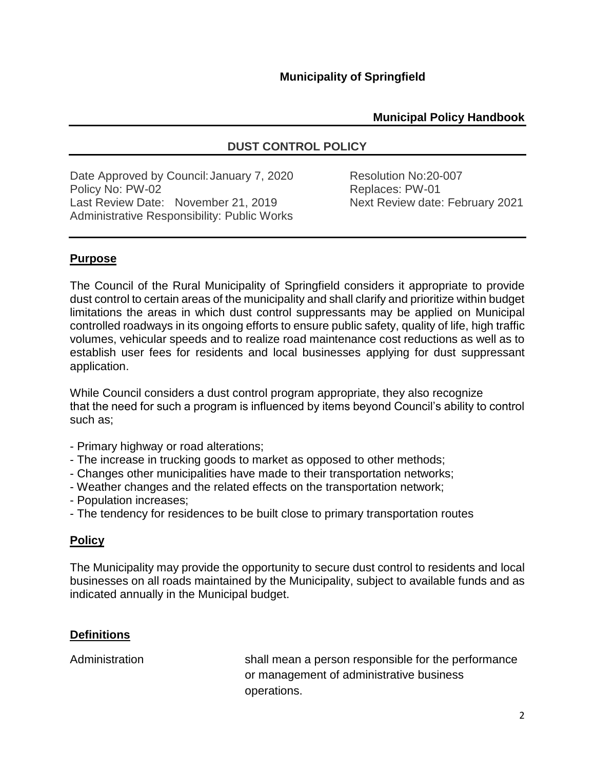**Municipality of Springfield**

**Municipal Policy Handbook**

## DUST CONTROL POLICY

Date Approved by Council: January 7, 2020 Resolution No:20-007
Policy No: PW-02 Replaces: PW-01
Last Review Date: November 21, 2019 Next Review date: February 2021
Administrative Responsibility: Public Works

### Purpose

The Council of the Rural Municipality of Springfield considers it appropriate to provide dust control to certain areas of the municipality and shall clarify and prioritize within budget limitations the areas in which dust control suppressants may be applied on Municipal controlled roadways in its ongoing efforts to ensure public safety, quality of life, high traffic volumes, vehicular speeds and to realize road maintenance cost reductions as well as to establish user fees for residents and local businesses applying for dust suppressant application.

While Council considers a dust control program appropriate, they also recognize that the need for such a program is influenced by items beyond Council's ability to control such as;

- Primary highway or road alterations;
- The increase in trucking goods to market as opposed to other methods;
- Changes other municipalities have made to their transportation networks;
- Weather changes and the related effects on the transportation network;
- Population increases;
- The tendency for residences to be built close to primary transportation routes

### Policy

The Municipality may provide the opportunity to secure dust control to residents and local businesses on all roads maintained by the Municipality, subject to available funds and as indicated annually in the Municipal budget.

### Definitions

Administration shall mean a person responsible for the performance or management of administrative business operations.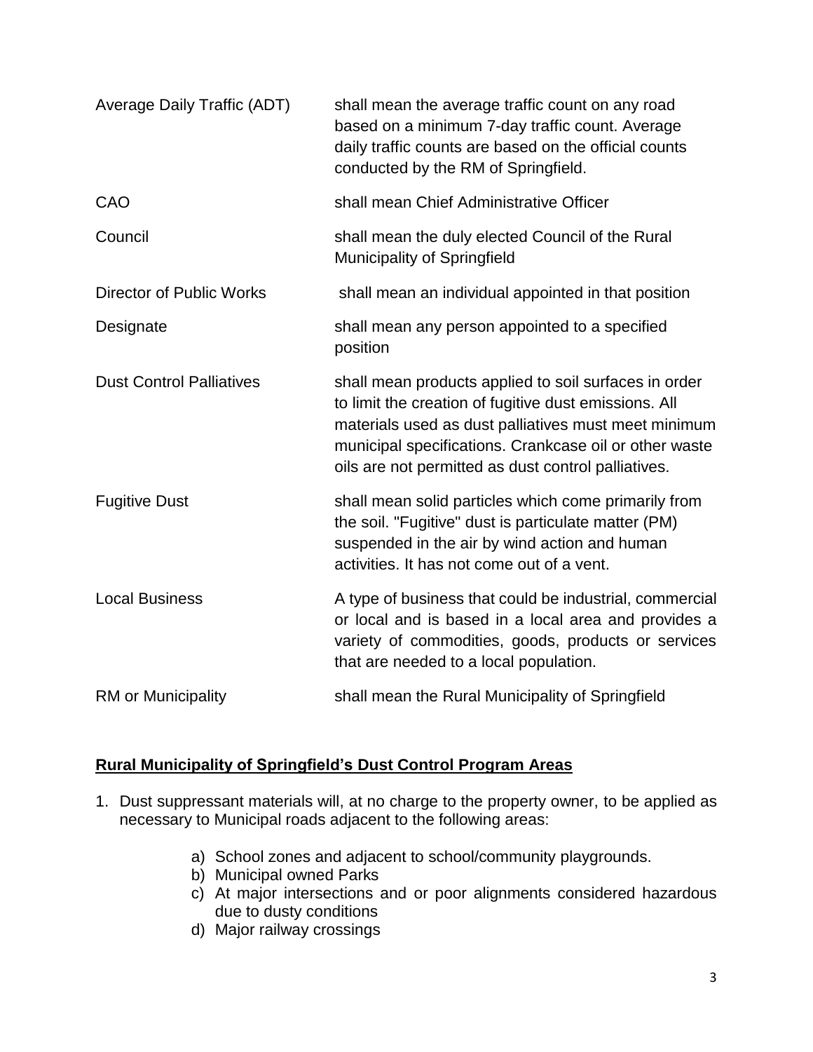| | |
|---|---|
| Average Daily Traffic (ADT) | shall mean the average traffic count on any road based on a minimum 7-day traffic count. Average daily traffic counts are based on the official counts conducted by the RM of Springfield. |
| CAO | shall mean Chief Administrative Officer |
| Council | shall mean the duly elected Council of the Rural Municipality of Springfield |
| Director of Public Works | shall mean an individual appointed in that position |
| Designate | shall mean any person appointed to a specified position |
| Dust Control Palliatives | shall mean products applied to soil surfaces in order to limit the creation of fugitive dust emissions. All materials used as dust palliatives must meet minimum municipal specifications. Crankcase oil or other waste oils are not permitted as dust control palliatives. |
| Fugitive Dust | shall mean solid particles which come primarily from the soil. "Fugitive" dust is particulate matter (PM) suspended in the air by wind action and human activities. It has not come out of a vent. |
| Local Business | A type of business that could be industrial, commercial or local and is based in a local area and provides a variety of commodities, goods, products or services that are needed to a local population. |
| RM or Municipality | shall mean the Rural Municipality of Springfield |

**Rural Municipality of Springfield's Dust Control Program Areas**

1. Dust suppressant materials will, at no charge to the property owner, to be applied as necessary to Municipal roads adjacent to the following areas:

   a) School zones and adjacent to school/community playgrounds.
   b) Municipal owned Parks
   c) At major intersections and or poor alignments considered hazardous due to dusty conditions
   d) Major railway crossings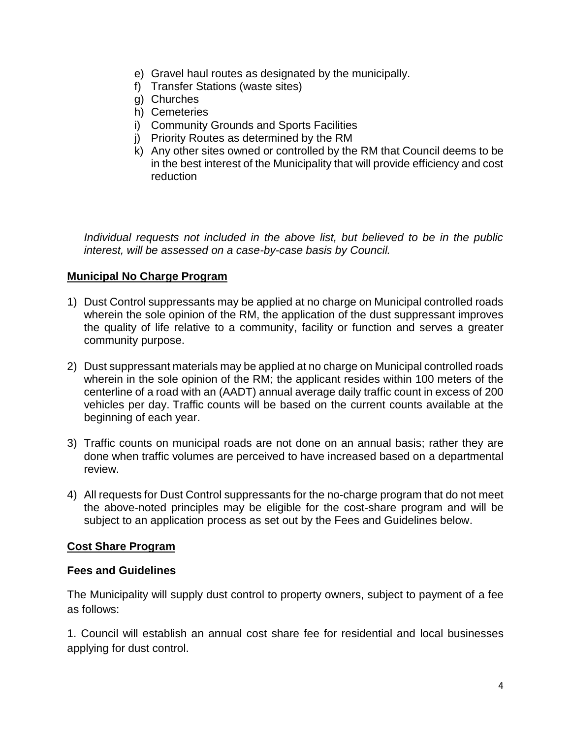e) Gravel haul routes as designated by the municipally.
f) Transfer Stations (waste sites)
g) Churches
h) Cemeteries
i) Community Grounds and Sports Facilities
j) Priority Routes as determined by the RM
k) Any other sites owned or controlled by the RM that Council deems to be in the best interest of the Municipality that will provide efficiency and cost reduction

*Individual requests not included in the above list, but believed to be in the public interest, will be assessed on a case-by-case basis by Council.*

**<u>Municipal No Charge Program</u>**

1) Dust Control suppressants may be applied at no charge on Municipal controlled roads wherein the sole opinion of the RM, the application of the dust suppressant improves the quality of life relative to a community, facility or function and serves a greater community purpose.

2) Dust suppressant materials may be applied at no charge on Municipal controlled roads wherein in the sole opinion of the RM; the applicant resides within 100 meters of the centerline of a road with an (AADT) annual average daily traffic count in excess of 200 vehicles per day. Traffic counts will be based on the current counts available at the beginning of each year.

3) Traffic counts on municipal roads are not done on an annual basis; rather they are done when traffic volumes are perceived to have increased based on a departmental review.

4) All requests for Dust Control suppressants for the no-charge program that do not meet the above-noted principles may be eligible for the cost-share program and will be subject to an application process as set out by the Fees and Guidelines below.

**<u>Cost Share Program</u>**

**Fees and Guidelines**

The Municipality will supply dust control to property owners, subject to payment of a fee as follows:

1. Council will establish an annual cost share fee for residential and local businesses applying for dust control.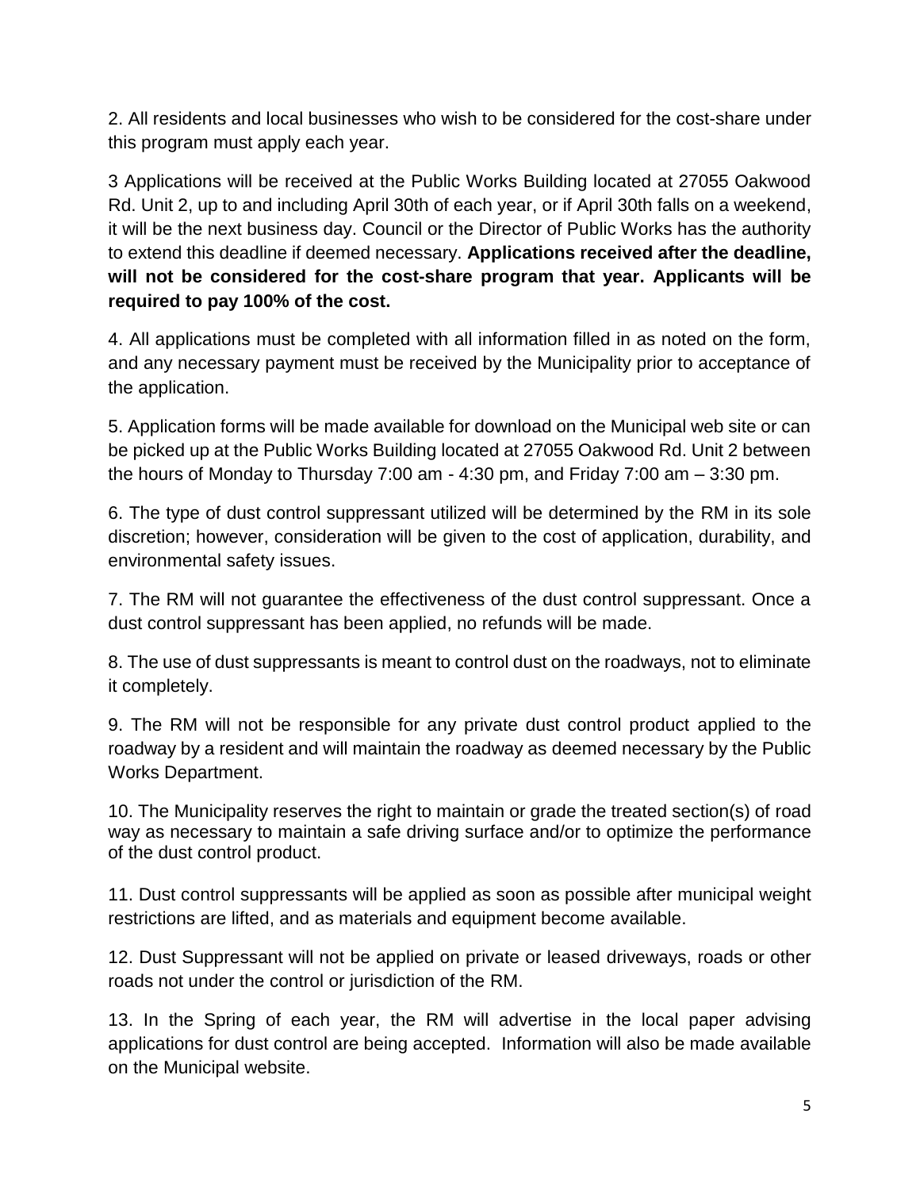2. All residents and local businesses who wish to be considered for the cost-share under this program must apply each year.

3 Applications will be received at the Public Works Building located at 27055 Oakwood Rd. Unit 2, up to and including April 30th of each year, or if April 30th falls on a weekend, it will be the next business day. Council or the Director of Public Works has the authority to extend this deadline if deemed necessary. **Applications received after the deadline, will not be considered for the cost-share program that year. Applicants will be required to pay 100% of the cost.**

4. All applications must be completed with all information filled in as noted on the form, and any necessary payment must be received by the Municipality prior to acceptance of the application.

5. Application forms will be made available for download on the Municipal web site or can be picked up at the Public Works Building located at 27055 Oakwood Rd. Unit 2 between the hours of Monday to Thursday 7:00 am - 4:30 pm, and Friday 7:00 am – 3:30 pm.

6. The type of dust control suppressant utilized will be determined by the RM in its sole discretion; however, consideration will be given to the cost of application, durability, and environmental safety issues.

7. The RM will not guarantee the effectiveness of the dust control suppressant. Once a dust control suppressant has been applied, no refunds will be made.

8. The use of dust suppressants is meant to control dust on the roadways, not to eliminate it completely.

9. The RM will not be responsible for any private dust control product applied to the roadway by a resident and will maintain the roadway as deemed necessary by the Public Works Department.

10. The Municipality reserves the right to maintain or grade the treated section(s) of road way as necessary to maintain a safe driving surface and/or to optimize the performance of the dust control product.

11. Dust control suppressants will be applied as soon as possible after municipal weight restrictions are lifted, and as materials and equipment become available.

12. Dust Suppressant will not be applied on private or leased driveways, roads or other roads not under the control or jurisdiction of the RM.

13. In the Spring of each year, the RM will advertise in the local paper advising applications for dust control are being accepted. Information will also be made available on the Municipal website.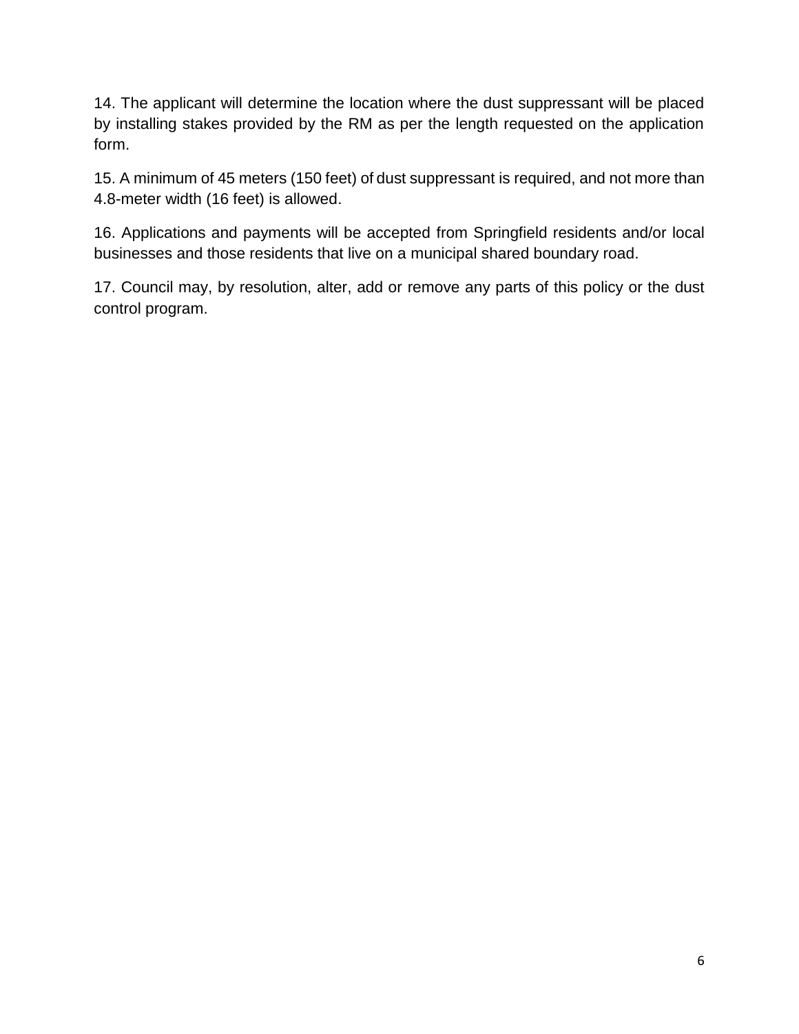14. The applicant will determine the location where the dust suppressant will be placed by installing stakes provided by the RM as per the length requested on the application form.

15. A minimum of 45 meters (150 feet) of dust suppressant is required, and not more than 4.8-meter width (16 feet) is allowed.

16. Applications and payments will be accepted from Springfield residents and/or local businesses and those residents that live on a municipal shared boundary road.

17. Council may, by resolution, alter, add or remove any parts of this policy or the dust control program.